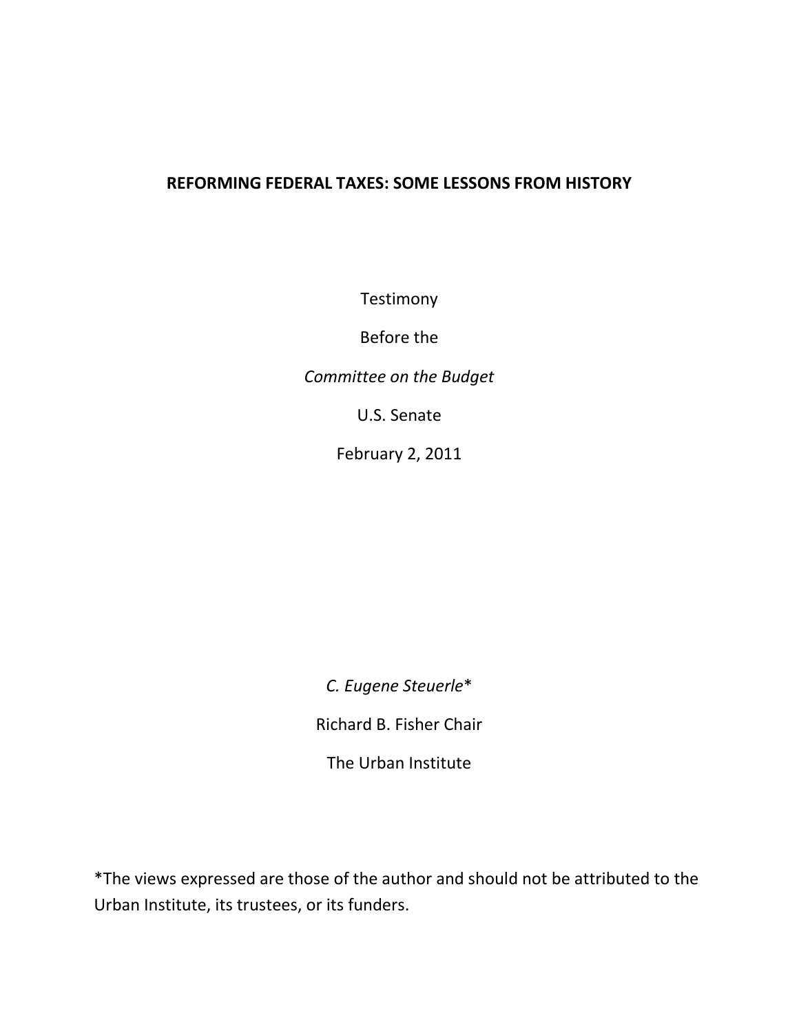# REFORMING FEDERAL TAXES: SOME LESSONS FROM HISTORY

Testimony

Before the

*Committee on the Budget*

U.S. Senate

February 2, 2011

*C. Eugene Steuerle**

Richard B. Fisher Chair

The Urban Institute

*The views expressed are those of the author and should not be attributed to the Urban Institute, its trustees, or its funders.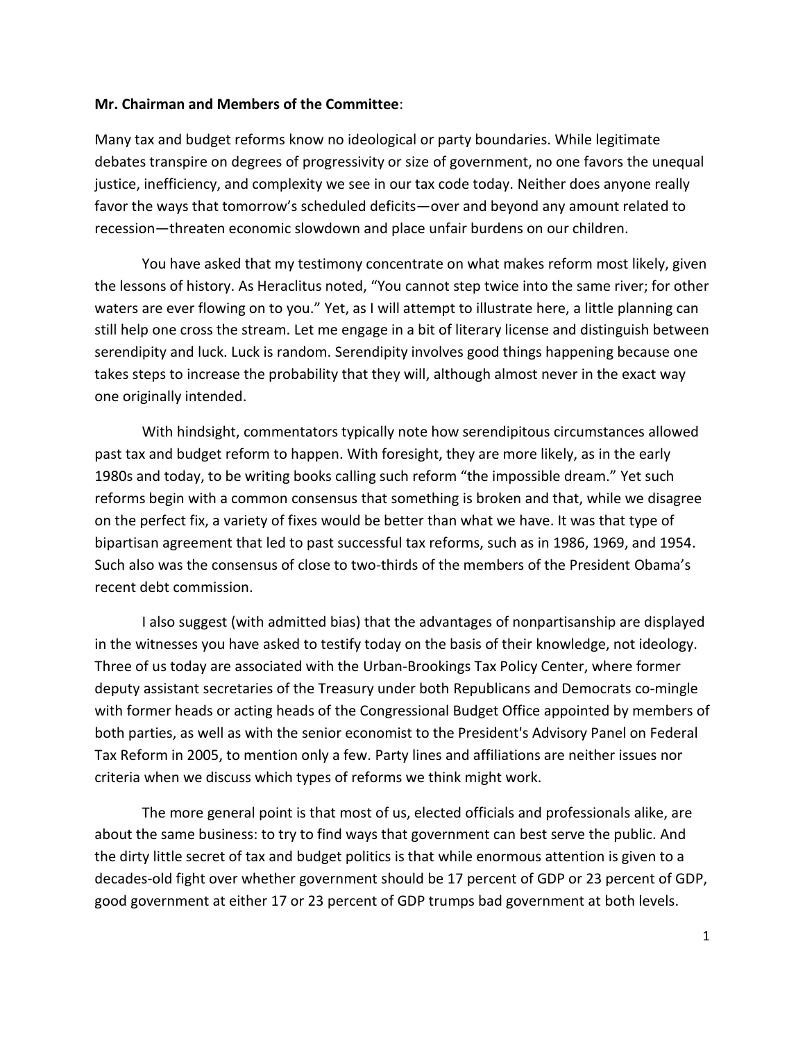**Mr. Chairman and Members of the Committee**:

Many tax and budget reforms know no ideological or party boundaries. While legitimate debates transpire on degrees of progressivity or size of government, no one favors the unequal justice, inefficiency, and complexity we see in our tax code today. Neither does anyone really favor the ways that tomorrow's scheduled deficits—over and beyond any amount related to recession—threaten economic slowdown and place unfair burdens on our children.

You have asked that my testimony concentrate on what makes reform most likely, given the lessons of history. As Heraclitus noted, "You cannot step twice into the same river; for other waters are ever flowing on to you." Yet, as I will attempt to illustrate here, a little planning can still help one cross the stream. Let me engage in a bit of literary license and distinguish between serendipity and luck. Luck is random. Serendipity involves good things happening because one takes steps to increase the probability that they will, although almost never in the exact way one originally intended.

With hindsight, commentators typically note how serendipitous circumstances allowed past tax and budget reform to happen. With foresight, they are more likely, as in the early 1980s and today, to be writing books calling such reform "the impossible dream." Yet such reforms begin with a common consensus that something is broken and that, while we disagree on the perfect fix, a variety of fixes would be better than what we have. It was that type of bipartisan agreement that led to past successful tax reforms, such as in 1986, 1969, and 1954. Such also was the consensus of close to two-thirds of the members of the President Obama's recent debt commission.

I also suggest (with admitted bias) that the advantages of nonpartisanship are displayed in the witnesses you have asked to testify today on the basis of their knowledge, not ideology. Three of us today are associated with the Urban-Brookings Tax Policy Center, where former deputy assistant secretaries of the Treasury under both Republicans and Democrats co-mingle with former heads or acting heads of the Congressional Budget Office appointed by members of both parties, as well as with the senior economist to the President's Advisory Panel on Federal Tax Reform in 2005, to mention only a few. Party lines and affiliations are neither issues nor criteria when we discuss which types of reforms we think might work.

The more general point is that most of us, elected officials and professionals alike, are about the same business: to try to find ways that government can best serve the public. And the dirty little secret of tax and budget politics is that while enormous attention is given to a decades-old fight over whether government should be 17 percent of GDP or 23 percent of GDP, good government at either 17 or 23 percent of GDP trumps bad government at both levels.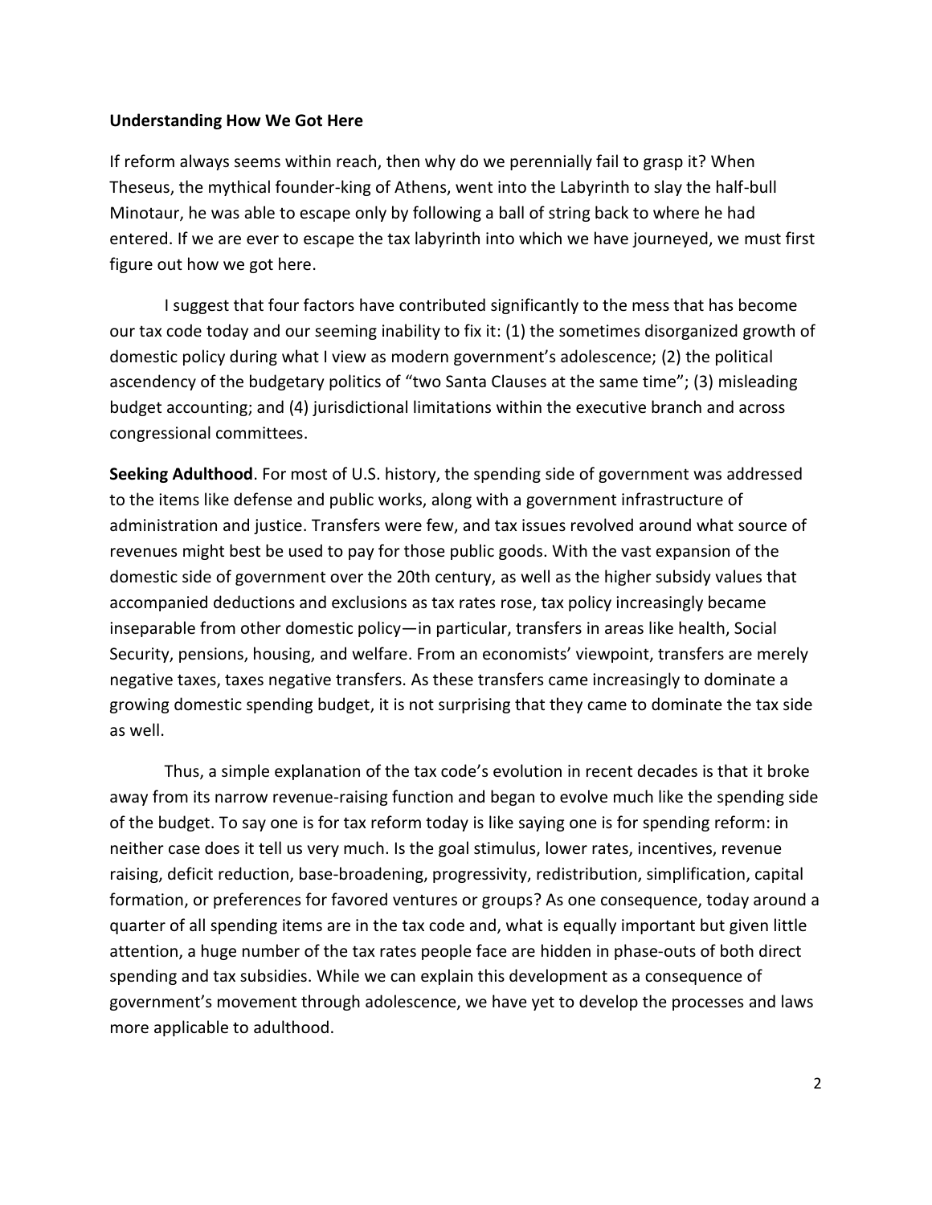**Understanding How We Got Here**

If reform always seems within reach, then why do we perennially fail to grasp it? When Theseus, the mythical founder-king of Athens, went into the Labyrinth to slay the half-bull Minotaur, he was able to escape only by following a ball of string back to where he had entered. If we are ever to escape the tax labyrinth into which we have journeyed, we must first figure out how we got here.

I suggest that four factors have contributed significantly to the mess that has become our tax code today and our seeming inability to fix it: (1) the sometimes disorganized growth of domestic policy during what I view as modern government's adolescence; (2) the political ascendency of the budgetary politics of "two Santa Clauses at the same time"; (3) misleading budget accounting; and (4) jurisdictional limitations within the executive branch and across congressional committees.

**Seeking Adulthood**. For most of U.S. history, the spending side of government was addressed to the items like defense and public works, along with a government infrastructure of administration and justice. Transfers were few, and tax issues revolved around what source of revenues might best be used to pay for those public goods. With the vast expansion of the domestic side of government over the 20th century, as well as the higher subsidy values that accompanied deductions and exclusions as tax rates rose, tax policy increasingly became inseparable from other domestic policy—in particular, transfers in areas like health, Social Security, pensions, housing, and welfare. From an economists' viewpoint, transfers are merely negative taxes, taxes negative transfers. As these transfers came increasingly to dominate a growing domestic spending budget, it is not surprising that they came to dominate the tax side as well.

Thus, a simple explanation of the tax code's evolution in recent decades is that it broke away from its narrow revenue-raising function and began to evolve much like the spending side of the budget. To say one is for tax reform today is like saying one is for spending reform: in neither case does it tell us very much. Is the goal stimulus, lower rates, incentives, revenue raising, deficit reduction, base-broadening, progressivity, redistribution, simplification, capital formation, or preferences for favored ventures or groups? As one consequence, today around a quarter of all spending items are in the tax code and, what is equally important but given little attention, a huge number of the tax rates people face are hidden in phase-outs of both direct spending and tax subsidies. While we can explain this development as a consequence of government's movement through adolescence, we have yet to develop the processes and laws more applicable to adulthood.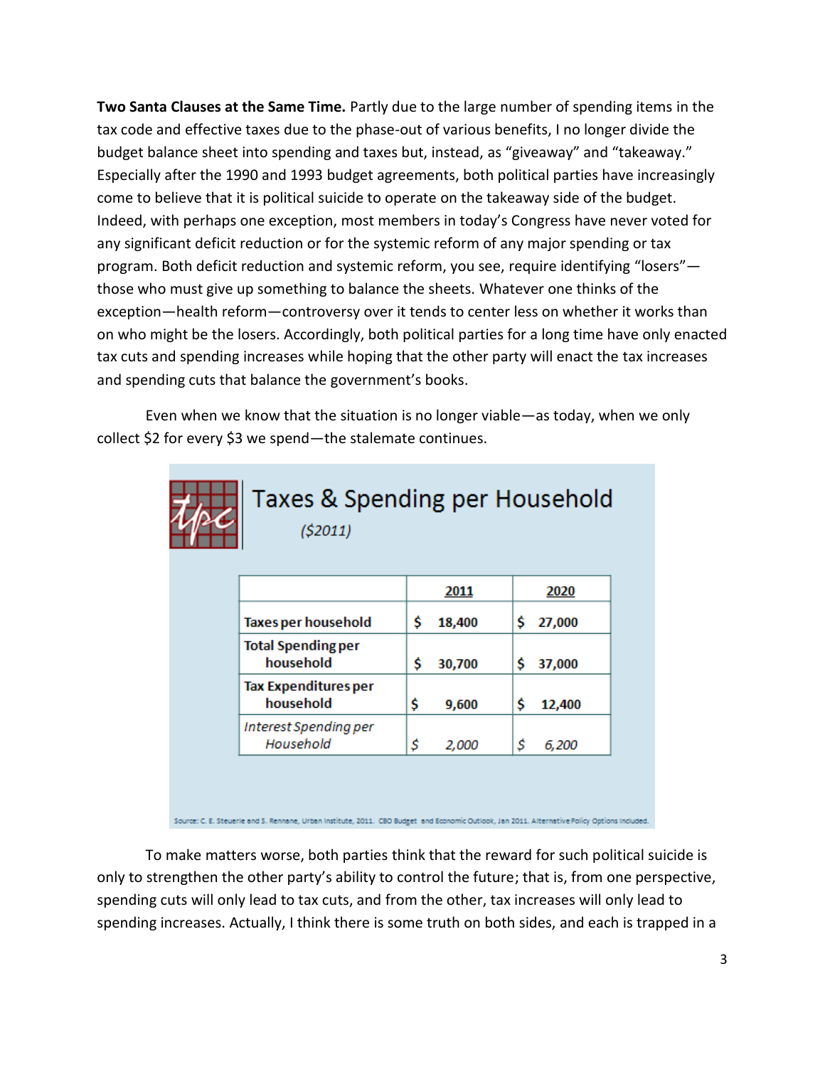**Two Santa Clauses at the Same Time.** Partly due to the large number of spending items in the tax code and effective taxes due to the phase-out of various benefits, I no longer divide the budget balance sheet into spending and taxes but, instead, as "giveaway" and "takeaway." Especially after the 1990 and 1993 budget agreements, both political parties have increasingly come to believe that it is political suicide to operate on the takeaway side of the budget. Indeed, with perhaps one exception, most members in today's Congress have never voted for any significant deficit reduction or for the systemic reform of any major spending or tax program. Both deficit reduction and systemic reform, you see, require identifying "losers"—those who must give up something to balance the sheets. Whatever one thinks of the exception—health reform—controversy over it tends to center less on whether it works than on who might be the losers. Accordingly, both political parties for a long time have only enacted tax cuts and spending increases while hoping that the other party will enact the tax increases and spending cuts that balance the government's books.

Even when we know that the situation is no longer viable—as today, when we only collect \$2 for every \$3 we spend—the stalemate continues.

**Taxes & Spending per Household**
*(\$2011)*

| | 2011 | 2020 |
|---|---|---|
| **Taxes per household** | **\$ 18,400** | **\$ 27,000** |
| **Total Spending per household** | **\$ 30,700** | **\$ 37,000** |
| **Tax Expenditures per household** | **\$ 9,600** | **\$ 12,400** |
| *Interest Spending per Household* | *\$ 2,000* | *\$ 6,200* |

Source: C. E. Steuerle and S. Rennane, Urban Institute, 2011. CBO Budget and Economic Outlook, Jan 2011. Alternative Policy Options Included.

To make matters worse, both parties think that the reward for such political suicide is only to strengthen the other party's ability to control the future; that is, from one perspective, spending cuts will only lead to tax cuts, and from the other, tax increases will only lead to spending increases. Actually, I think there is some truth on both sides, and each is trapped in a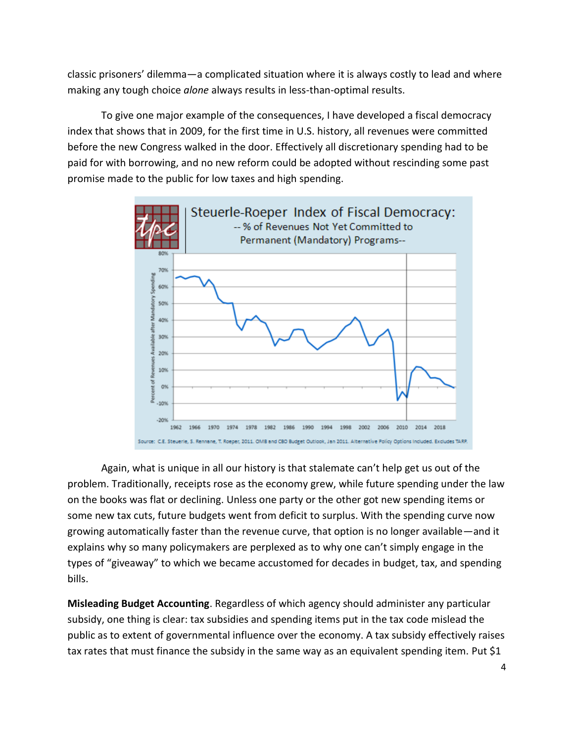classic prisoners' dilemma—a complicated situation where it is always costly to lead and where making any tough choice *alone* always results in less-than-optimal results.

To give one major example of the consequences, I have developed a fiscal democracy index that shows that in 2009, for the first time in U.S. history, all revenues were committed before the new Congress walked in the door. Effectively all discretionary spending had to be paid for with borrowing, and no new reform could be adopted without rescinding some past promise made to the public for low taxes and high spending.

Steuerle-Roeper Index of Fiscal Democracy: -- % of Revenues Not Yet Committed to Permanent (Mandatory) Programs--

Source: C.E. Steuerle, S. Rennane, T. Roeper, 2011. OMB and CBO Budget Outlook, Jan 2011. Alternative Policy Options Included. Excludes TARP.

Again, what is unique in all our history is that stalemate can't help get us out of the problem. Traditionally, receipts rose as the economy grew, while future spending under the law on the books was flat or declining. Unless one party or the other got new spending items or some new tax cuts, future budgets went from deficit to surplus. With the spending curve now growing automatically faster than the revenue curve, that option is no longer available—and it explains why so many policymakers are perplexed as to why one can't simply engage in the types of "giveaway" to which we became accustomed for decades in budget, tax, and spending bills.

**Misleading Budget Accounting**. Regardless of which agency should administer any particular subsidy, one thing is clear: tax subsidies and spending items put in the tax code mislead the public as to extent of governmental influence over the economy. A tax subsidy effectively raises tax rates that must finance the subsidy in the same way as an equivalent spending item. Put $1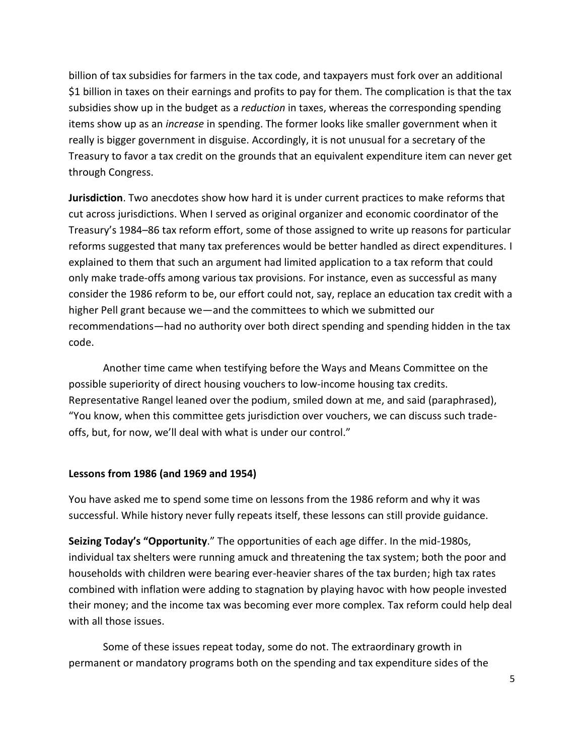billion of tax subsidies for farmers in the tax code, and taxpayers must fork over an additional $1 billion in taxes on their earnings and profits to pay for them. The complication is that the tax subsidies show up in the budget as a *reduction* in taxes, whereas the corresponding spending items show up as an *increase* in spending. The former looks like smaller government when it really is bigger government in disguise. Accordingly, it is not unusual for a secretary of the Treasury to favor a tax credit on the grounds that an equivalent expenditure item can never get through Congress.

**Jurisdiction**. Two anecdotes show how hard it is under current practices to make reforms that cut across jurisdictions. When I served as original organizer and economic coordinator of the Treasury's 1984–86 tax reform effort, some of those assigned to write up reasons for particular reforms suggested that many tax preferences would be better handled as direct expenditures. I explained to them that such an argument had limited application to a tax reform that could only make trade-offs among various tax provisions. For instance, even as successful as many consider the 1986 reform to be, our effort could not, say, replace an education tax credit with a higher Pell grant because we—and the committees to which we submitted our recommendations—had no authority over both direct spending and spending hidden in the tax code.

Another time came when testifying before the Ways and Means Committee on the possible superiority of direct housing vouchers to low-income housing tax credits. Representative Rangel leaned over the podium, smiled down at me, and said (paraphrased), "You know, when this committee gets jurisdiction over vouchers, we can discuss such trade-offs, but, for now, we'll deal with what is under our control."

## Lessons from 1986 (and 1969 and 1954)

You have asked me to spend some time on lessons from the 1986 reform and why it was successful. While history never fully repeats itself, these lessons can still provide guidance.

**Seizing Today's "Opportunity**." The opportunities of each age differ. In the mid-1980s, individual tax shelters were running amuck and threatening the tax system; both the poor and households with children were bearing ever-heavier shares of the tax burden; high tax rates combined with inflation were adding to stagnation by playing havoc with how people invested their money; and the income tax was becoming ever more complex. Tax reform could help deal with all those issues.

Some of these issues repeat today, some do not. The extraordinary growth in permanent or mandatory programs both on the spending and tax expenditure sides of the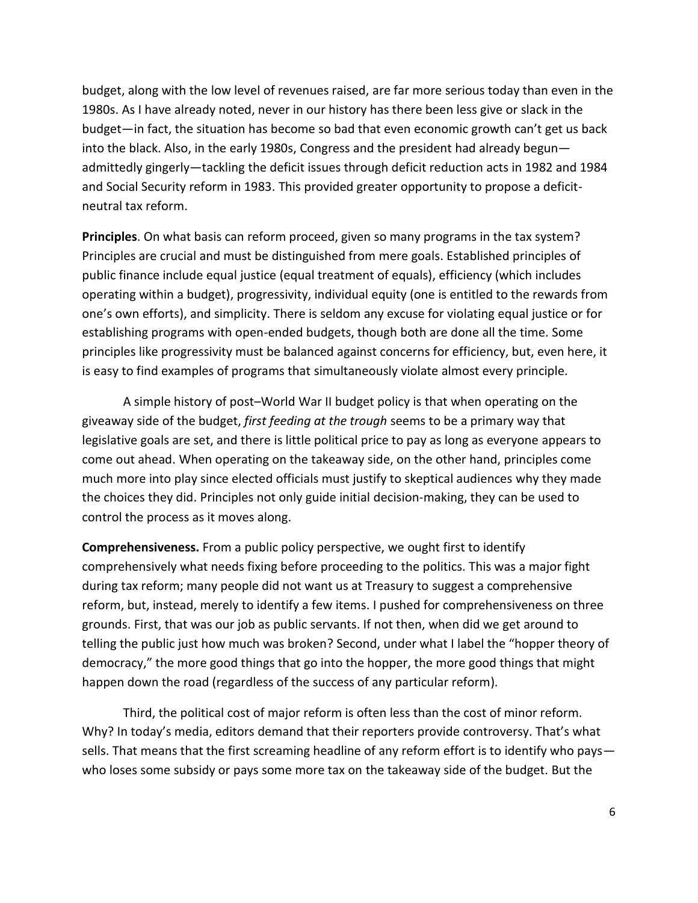budget, along with the low level of revenues raised, are far more serious today than even in the 1980s. As I have already noted, never in our history has there been less give or slack in the budget—in fact, the situation has become so bad that even economic growth can't get us back into the black. Also, in the early 1980s, Congress and the president had already begun—admittedly gingerly—tackling the deficit issues through deficit reduction acts in 1982 and 1984 and Social Security reform in 1983. This provided greater opportunity to propose a deficit-neutral tax reform.

**Principles**. On what basis can reform proceed, given so many programs in the tax system? Principles are crucial and must be distinguished from mere goals. Established principles of public finance include equal justice (equal treatment of equals), efficiency (which includes operating within a budget), progressivity, individual equity (one is entitled to the rewards from one's own efforts), and simplicity. There is seldom any excuse for violating equal justice or for establishing programs with open-ended budgets, though both are done all the time. Some principles like progressivity must be balanced against concerns for efficiency, but, even here, it is easy to find examples of programs that simultaneously violate almost every principle.

A simple history of post–World War II budget policy is that when operating on the giveaway side of the budget, *first feeding at the trough* seems to be a primary way that legislative goals are set, and there is little political price to pay as long as everyone appears to come out ahead. When operating on the takeaway side, on the other hand, principles come much more into play since elected officials must justify to skeptical audiences why they made the choices they did. Principles not only guide initial decision-making, they can be used to control the process as it moves along.

**Comprehensiveness.** From a public policy perspective, we ought first to identify comprehensively what needs fixing before proceeding to the politics. This was a major fight during tax reform; many people did not want us at Treasury to suggest a comprehensive reform, but, instead, merely to identify a few items. I pushed for comprehensiveness on three grounds. First, that was our job as public servants. If not then, when did we get around to telling the public just how much was broken? Second, under what I label the "hopper theory of democracy," the more good things that go into the hopper, the more good things that might happen down the road (regardless of the success of any particular reform).

Third, the political cost of major reform is often less than the cost of minor reform. Why? In today's media, editors demand that their reporters provide controversy. That's what sells. That means that the first screaming headline of any reform effort is to identify who pays—who loses some subsidy or pays some more tax on the takeaway side of the budget. But the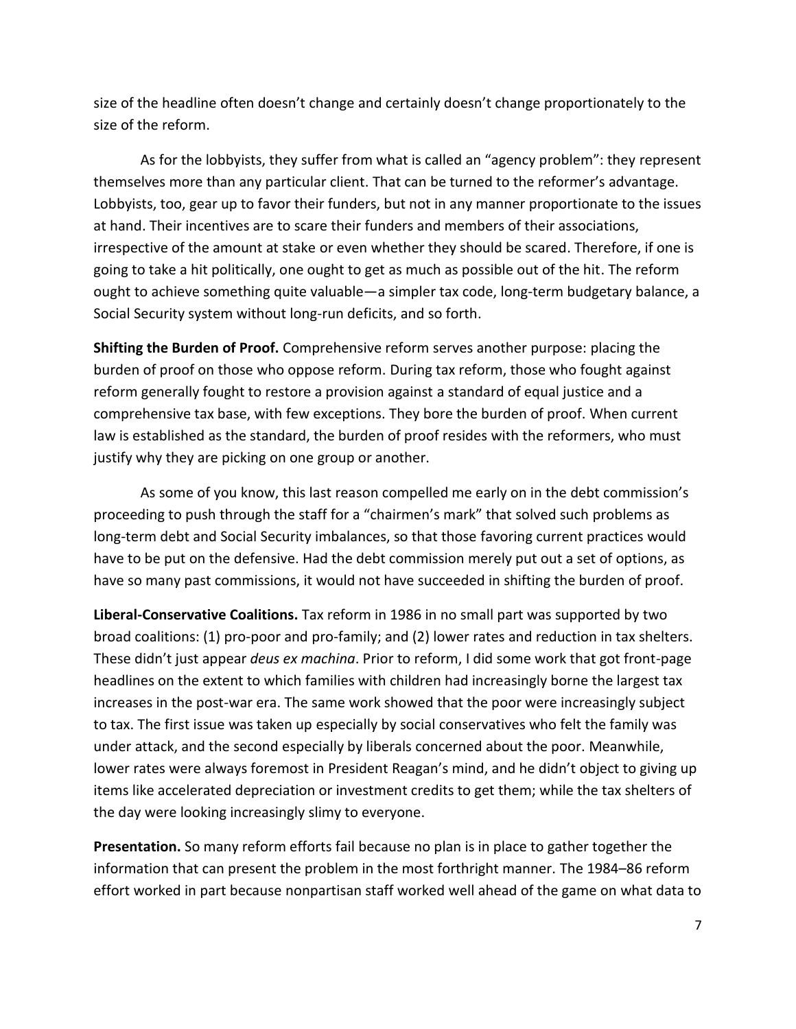size of the headline often doesn't change and certainly doesn't change proportionately to the size of the reform.

As for the lobbyists, they suffer from what is called an "agency problem": they represent themselves more than any particular client. That can be turned to the reformer's advantage. Lobbyists, too, gear up to favor their funders, but not in any manner proportionate to the issues at hand. Their incentives are to scare their funders and members of their associations, irrespective of the amount at stake or even whether they should be scared. Therefore, if one is going to take a hit politically, one ought to get as much as possible out of the hit. The reform ought to achieve something quite valuable—a simpler tax code, long-term budgetary balance, a Social Security system without long-run deficits, and so forth.

**Shifting the Burden of Proof.** Comprehensive reform serves another purpose: placing the burden of proof on those who oppose reform. During tax reform, those who fought against reform generally fought to restore a provision against a standard of equal justice and a comprehensive tax base, with few exceptions. They bore the burden of proof. When current law is established as the standard, the burden of proof resides with the reformers, who must justify why they are picking on one group or another.

As some of you know, this last reason compelled me early on in the debt commission's proceeding to push through the staff for a "chairmen's mark" that solved such problems as long-term debt and Social Security imbalances, so that those favoring current practices would have to be put on the defensive. Had the debt commission merely put out a set of options, as have so many past commissions, it would not have succeeded in shifting the burden of proof.

**Liberal-Conservative Coalitions.** Tax reform in 1986 in no small part was supported by two broad coalitions: (1) pro-poor and pro-family; and (2) lower rates and reduction in tax shelters. These didn't just appear *deus ex machina*. Prior to reform, I did some work that got front-page headlines on the extent to which families with children had increasingly borne the largest tax increases in the post-war era. The same work showed that the poor were increasingly subject to tax. The first issue was taken up especially by social conservatives who felt the family was under attack, and the second especially by liberals concerned about the poor. Meanwhile, lower rates were always foremost in President Reagan's mind, and he didn't object to giving up items like accelerated depreciation or investment credits to get them; while the tax shelters of the day were looking increasingly slimy to everyone.

**Presentation.** So many reform efforts fail because no plan is in place to gather together the information that can present the problem in the most forthright manner. The 1984–86 reform effort worked in part because nonpartisan staff worked well ahead of the game on what data to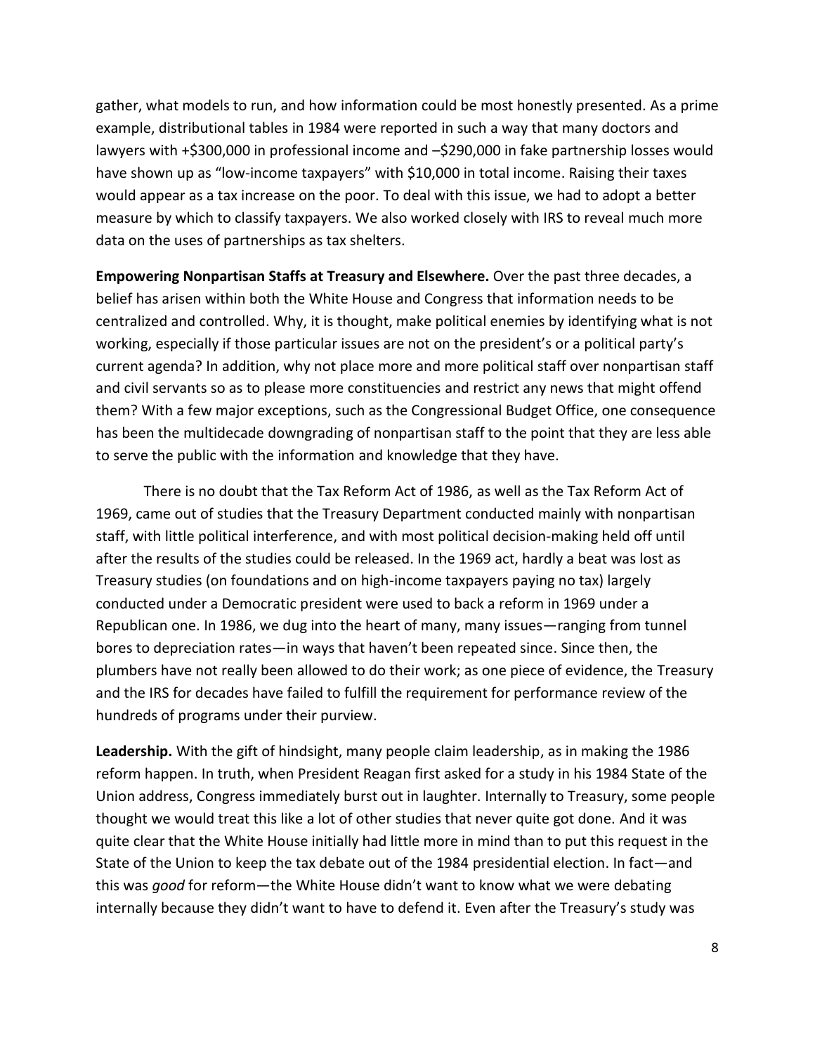gather, what models to run, and how information could be most honestly presented. As a prime example, distributional tables in 1984 were reported in such a way that many doctors and lawyers with +$300,000 in professional income and –$290,000 in fake partnership losses would have shown up as "low-income taxpayers" with $10,000 in total income. Raising their taxes would appear as a tax increase on the poor. To deal with this issue, we had to adopt a better measure by which to classify taxpayers. We also worked closely with IRS to reveal much more data on the uses of partnerships as tax shelters.

**Empowering Nonpartisan Staffs at Treasury and Elsewhere.** Over the past three decades, a belief has arisen within both the White House and Congress that information needs to be centralized and controlled. Why, it is thought, make political enemies by identifying what is not working, especially if those particular issues are not on the president's or a political party's current agenda? In addition, why not place more and more political staff over nonpartisan staff and civil servants so as to please more constituencies and restrict any news that might offend them? With a few major exceptions, such as the Congressional Budget Office, one consequence has been the multidecade downgrading of nonpartisan staff to the point that they are less able to serve the public with the information and knowledge that they have.

There is no doubt that the Tax Reform Act of 1986, as well as the Tax Reform Act of 1969, came out of studies that the Treasury Department conducted mainly with nonpartisan staff, with little political interference, and with most political decision-making held off until after the results of the studies could be released. In the 1969 act, hardly a beat was lost as Treasury studies (on foundations and on high-income taxpayers paying no tax) largely conducted under a Democratic president were used to back a reform in 1969 under a Republican one. In 1986, we dug into the heart of many, many issues—ranging from tunnel bores to depreciation rates—in ways that haven't been repeated since. Since then, the plumbers have not really been allowed to do their work; as one piece of evidence, the Treasury and the IRS for decades have failed to fulfill the requirement for performance review of the hundreds of programs under their purview.

**Leadership.** With the gift of hindsight, many people claim leadership, as in making the 1986 reform happen. In truth, when President Reagan first asked for a study in his 1984 State of the Union address, Congress immediately burst out in laughter. Internally to Treasury, some people thought we would treat this like a lot of other studies that never quite got done. And it was quite clear that the White House initially had little more in mind than to put this request in the State of the Union to keep the tax debate out of the 1984 presidential election. In fact—and this was *good* for reform—the White House didn't want to know what we were debating internally because they didn't want to have to defend it. Even after the Treasury's study was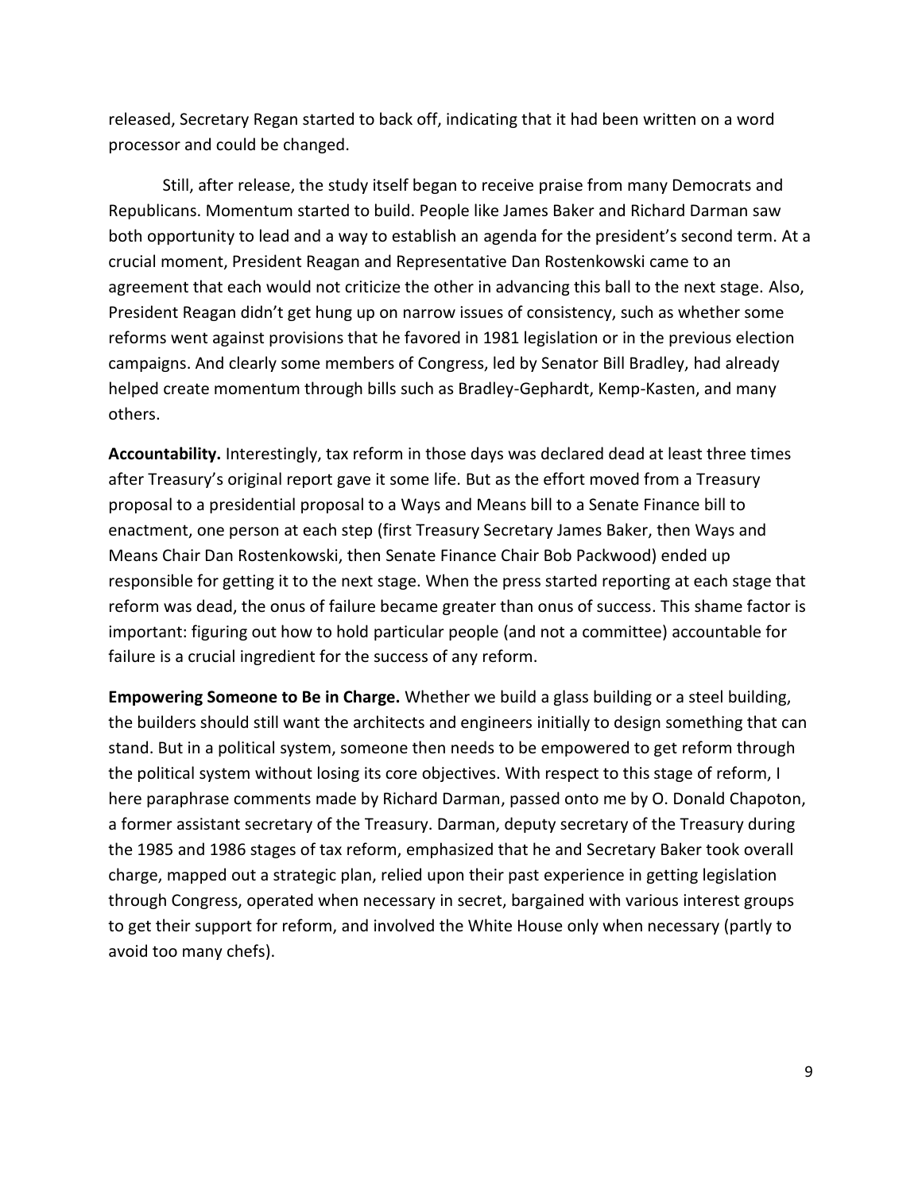released, Secretary Regan started to back off, indicating that it had been written on a word processor and could be changed.

Still, after release, the study itself began to receive praise from many Democrats and Republicans. Momentum started to build. People like James Baker and Richard Darman saw both opportunity to lead and a way to establish an agenda for the president's second term. At a crucial moment, President Reagan and Representative Dan Rostenkowski came to an agreement that each would not criticize the other in advancing this ball to the next stage. Also, President Reagan didn't get hung up on narrow issues of consistency, such as whether some reforms went against provisions that he favored in 1981 legislation or in the previous election campaigns. And clearly some members of Congress, led by Senator Bill Bradley, had already helped create momentum through bills such as Bradley-Gephardt, Kemp-Kasten, and many others.

**Accountability.** Interestingly, tax reform in those days was declared dead at least three times after Treasury's original report gave it some life. But as the effort moved from a Treasury proposal to a presidential proposal to a Ways and Means bill to a Senate Finance bill to enactment, one person at each step (first Treasury Secretary James Baker, then Ways and Means Chair Dan Rostenkowski, then Senate Finance Chair Bob Packwood) ended up responsible for getting it to the next stage. When the press started reporting at each stage that reform was dead, the onus of failure became greater than onus of success. This shame factor is important: figuring out how to hold particular people (and not a committee) accountable for failure is a crucial ingredient for the success of any reform.

**Empowering Someone to Be in Charge.** Whether we build a glass building or a steel building, the builders should still want the architects and engineers initially to design something that can stand. But in a political system, someone then needs to be empowered to get reform through the political system without losing its core objectives. With respect to this stage of reform, I here paraphrase comments made by Richard Darman, passed onto me by O. Donald Chapoton, a former assistant secretary of the Treasury. Darman, deputy secretary of the Treasury during the 1985 and 1986 stages of tax reform, emphasized that he and Secretary Baker took overall charge, mapped out a strategic plan, relied upon their past experience in getting legislation through Congress, operated when necessary in secret, bargained with various interest groups to get their support for reform, and involved the White House only when necessary (partly to avoid too many chefs).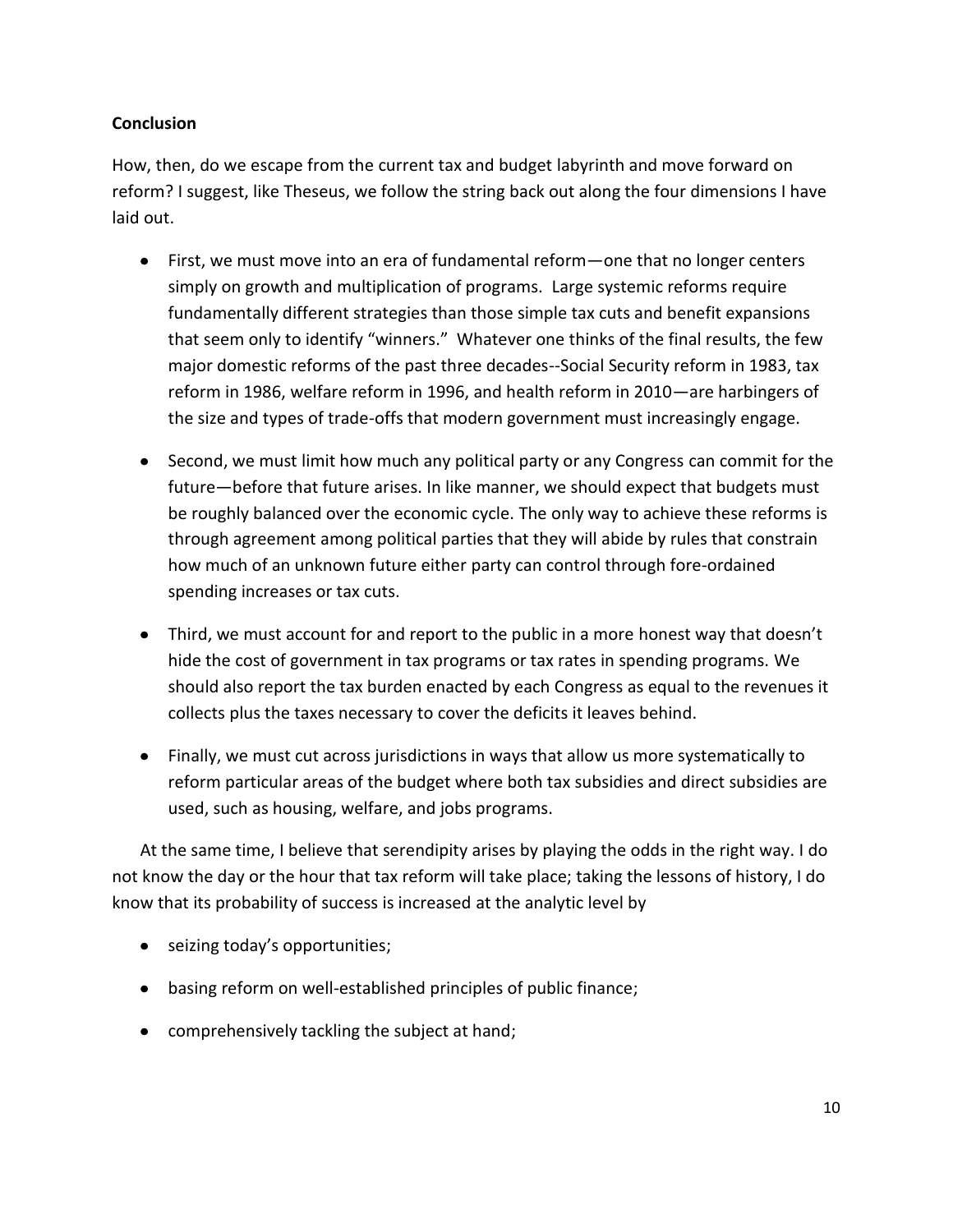**Conclusion**

How, then, do we escape from the current tax and budget labyrinth and move forward on reform? I suggest, like Theseus, we follow the string back out along the four dimensions I have laid out.

- First, we must move into an era of fundamental reform—one that no longer centers simply on growth and multiplication of programs. Large systemic reforms require fundamentally different strategies than those simple tax cuts and benefit expansions that seem only to identify "winners." Whatever one thinks of the final results, the few major domestic reforms of the past three decades--Social Security reform in 1983, tax reform in 1986, welfare reform in 1996, and health reform in 2010—are harbingers of the size and types of trade-offs that modern government must increasingly engage.

- Second, we must limit how much any political party or any Congress can commit for the future—before that future arises. In like manner, we should expect that budgets must be roughly balanced over the economic cycle. The only way to achieve these reforms is through agreement among political parties that they will abide by rules that constrain how much of an unknown future either party can control through fore-ordained spending increases or tax cuts.

- Third, we must account for and report to the public in a more honest way that doesn't hide the cost of government in tax programs or tax rates in spending programs. We should also report the tax burden enacted by each Congress as equal to the revenues it collects plus the taxes necessary to cover the deficits it leaves behind.

- Finally, we must cut across jurisdictions in ways that allow us more systematically to reform particular areas of the budget where both tax subsidies and direct subsidies are used, such as housing, welfare, and jobs programs.

At the same time, I believe that serendipity arises by playing the odds in the right way. I do not know the day or the hour that tax reform will take place; taking the lessons of history, I do know that its probability of success is increased at the analytic level by

- seizing today's opportunities;
- basing reform on well-established principles of public finance;
- comprehensively tackling the subject at hand;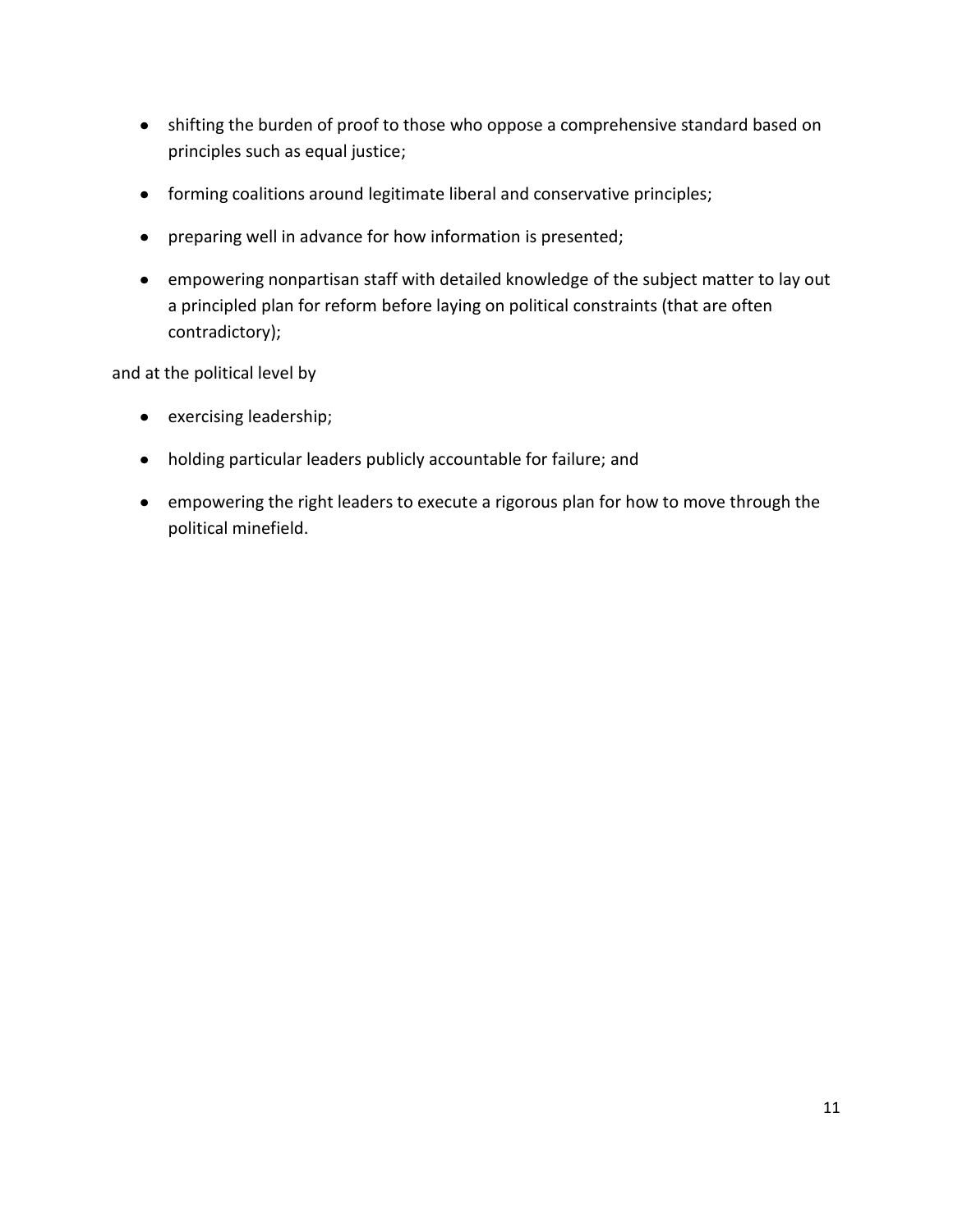- shifting the burden of proof to those who oppose a comprehensive standard based on principles such as equal justice;
- forming coalitions around legitimate liberal and conservative principles;
- preparing well in advance for how information is presented;
- empowering nonpartisan staff with detailed knowledge of the subject matter to lay out a principled plan for reform before laying on political constraints (that are often contradictory);

and at the political level by

- exercising leadership;
- holding particular leaders publicly accountable for failure; and
- empowering the right leaders to execute a rigorous plan for how to move through the political minefield.